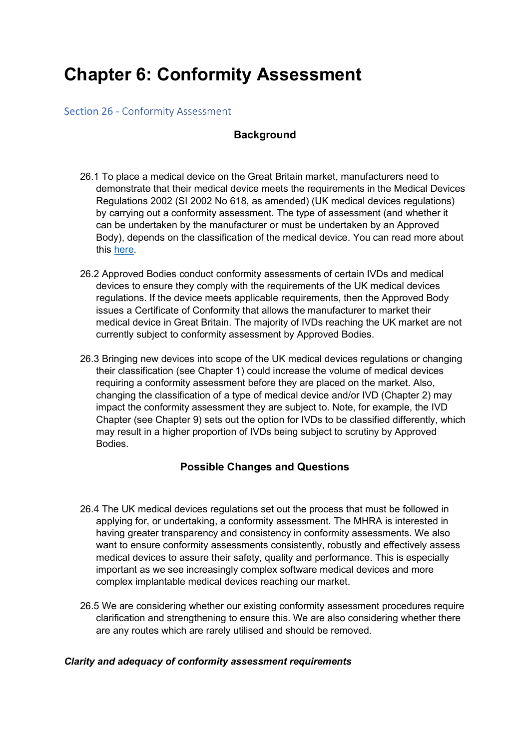# Chapter 6: Conformity Assessment

## Section 26 - Conformity Assessment

### Background

26.1 To place a medical device on the Great Britain market, manufacturers need to demonstrate that their medical device meets the requirements in the Medical Devices Regulations 2002 (SI 2002 No 618, as amended) (UK medical devices regulations) by carrying out a conformity assessment. The type of assessment (and whether it can be undertaken by the manufacturer or must be undertaken by an Approved Body), depends on the classification of the medical device. You can read more about this here.

26.2 Approved Bodies conduct conformity assessments of certain IVDs and medical devices to ensure they comply with the requirements of the UK medical devices regulations. If the device meets applicable requirements, then the Approved Body issues a Certificate of Conformity that allows the manufacturer to market their medical device in Great Britain. The majority of IVDs reaching the UK market are not currently subject to conformity assessment by Approved Bodies.

26.3 Bringing new devices into scope of the UK medical devices regulations or changing their classification (see Chapter 1) could increase the volume of medical devices requiring a conformity assessment before they are placed on the market. Also, changing the classification of a type of medical device and/or IVD (Chapter 2) may impact the conformity assessment they are subject to. Note, for example, the IVD Chapter (see Chapter 9) sets out the option for IVDs to be classified differently, which may result in a higher proportion of IVDs being subject to scrutiny by Approved Bodies.

### Possible Changes and Questions

26.4 The UK medical devices regulations set out the process that must be followed in applying for, or undertaking, a conformity assessment. The MHRA is interested in having greater transparency and consistency in conformity assessments. We also want to ensure conformity assessments consistently, robustly and effectively assess medical devices to assure their safety, quality and performance. This is especially important as we see increasingly complex software medical devices and more complex implantable medical devices reaching our market.

26.5 We are considering whether our existing conformity assessment procedures require clarification and strengthening to ensure this. We are also considering whether there are any routes which are rarely utilised and should be removed.

***Clarity and adequacy of conformity assessment requirements***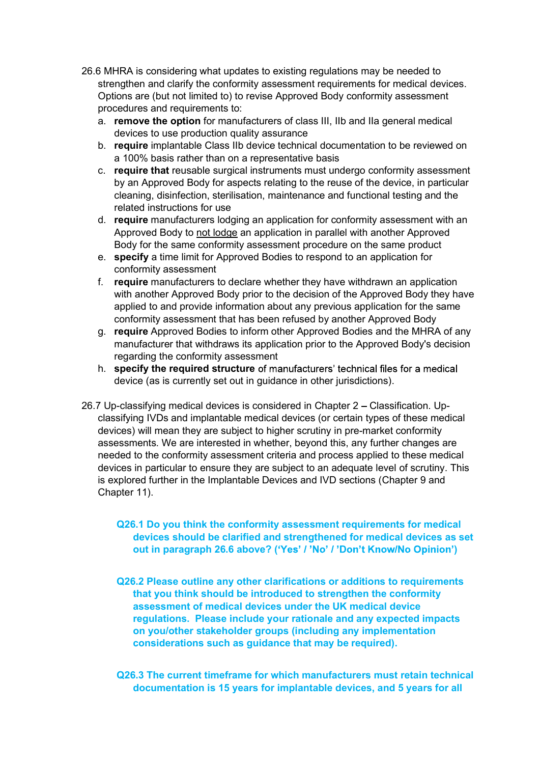26.6 MHRA is considering what updates to existing regulations may be needed to strengthen and clarify the conformity assessment requirements for medical devices. Options are (but not limited to) to revise Approved Body conformity assessment procedures and requirements to:

a. **remove the option** for manufacturers of class III, IIb and IIa general medical devices to use production quality assurance
b. **require** implantable Class IIb device technical documentation to be reviewed on a 100% basis rather than on a representative basis
c. **require that** reusable surgical instruments must undergo conformity assessment by an Approved Body for aspects relating to the reuse of the device, in particular cleaning, disinfection, sterilisation, maintenance and functional testing and the related instructions for use
d. **require** manufacturers lodging an application for conformity assessment with an Approved Body to not lodge an application in parallel with another Approved Body for the same conformity assessment procedure on the same product
e. **specify** a time limit for Approved Bodies to respond to an application for conformity assessment
f. **require** manufacturers to declare whether they have withdrawn an application with another Approved Body prior to the decision of the Approved Body they have applied to and provide information about any previous application for the same conformity assessment that has been refused by another Approved Body
g. **require** Approved Bodies to inform other Approved Bodies and the MHRA of any manufacturer that withdraws its application prior to the Approved Body's decision regarding the conformity assessment
h. **specify the required structure** of manufacturers' technical files for a medical device (as is currently set out in guidance in other jurisdictions).

26.7 Up-classifying medical devices is considered in Chapter 2 – Classification. Up-classifying IVDs and implantable medical devices (or certain types of these medical devices) will mean they are subject to higher scrutiny in pre-market conformity assessments. We are interested in whether, beyond this, any further changes are needed to the conformity assessment criteria and process applied to these medical devices in particular to ensure they are subject to an adequate level of scrutiny. This is explored further in the Implantable Devices and IVD sections (Chapter 9 and Chapter 11).

**Q26.1 Do you think the conformity assessment requirements for medical devices should be clarified and strengthened for medical devices as set out in paragraph 26.6 above? ('Yes' / 'No' / 'Don't Know/No Opinion')**

**Q26.2 Please outline any other clarifications or additions to requirements that you think should be introduced to strengthen the conformity assessment of medical devices under the UK medical device regulations. Please include your rationale and any expected impacts on you/other stakeholder groups (including any implementation considerations such as guidance that may be required).**

**Q26.3 The current timeframe for which manufacturers must retain technical documentation is 15 years for implantable devices, and 5 years for all**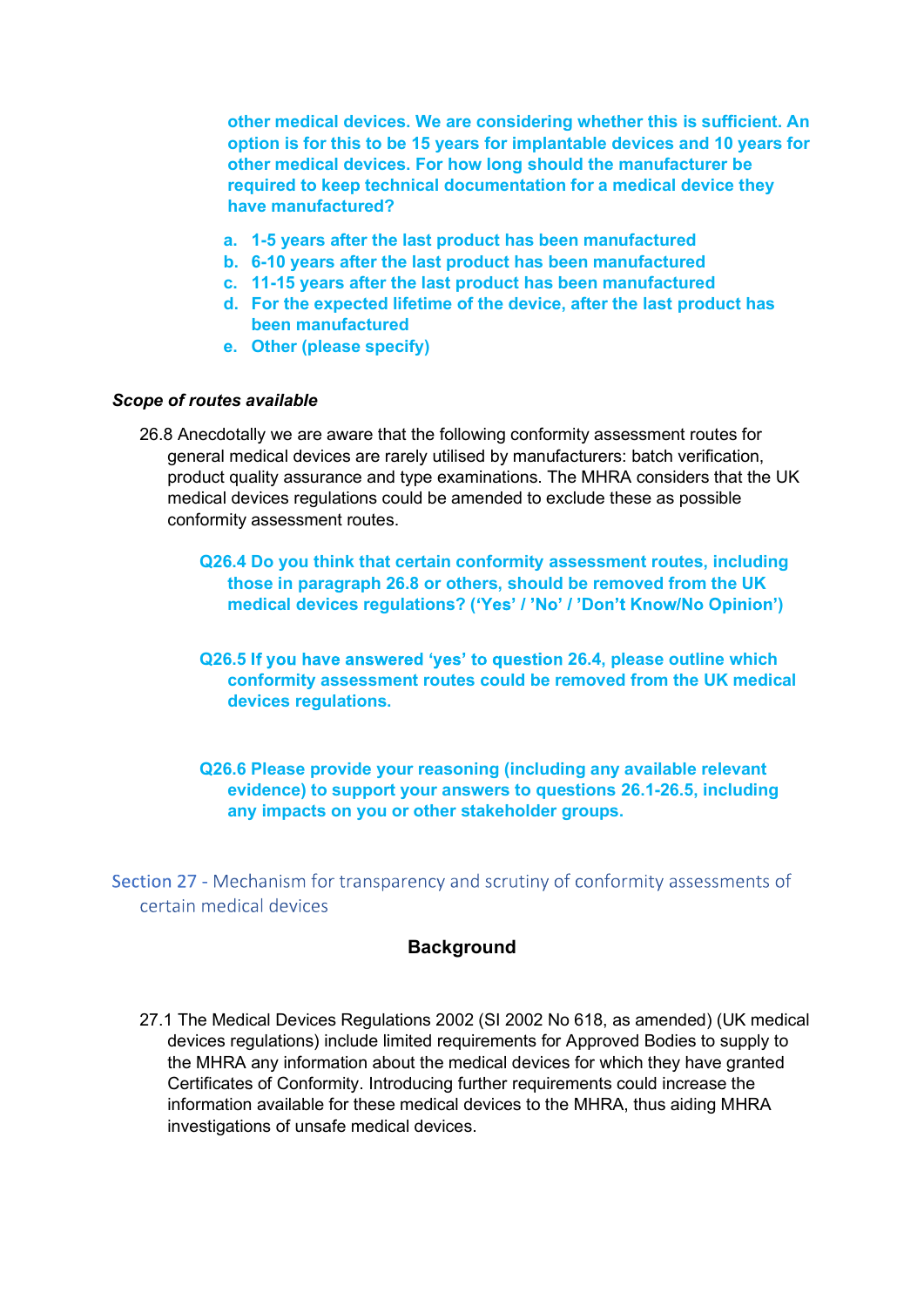**other medical devices. We are considering whether this is sufficient. An option is for this to be 15 years for implantable devices and 10 years for other medical devices. For how long should the manufacturer be required to keep technical documentation for a medical device they have manufactured?**

a. **1-5 years after the last product has been manufactured**
b. **6-10 years after the last product has been manufactured**
c. **11-15 years after the last product has been manufactured**
d. **For the expected lifetime of the device, after the last product has been manufactured**
e. **Other (please specify)**

***Scope of routes available***

26.8 Anecdotally we are aware that the following conformity assessment routes for general medical devices are rarely utilised by manufacturers: batch verification, product quality assurance and type examinations. The MHRA considers that the UK medical devices regulations could be amended to exclude these as possible conformity assessment routes.

**Q26.4 Do you think that certain conformity assessment routes, including those in paragraph 26.8 or others, should be removed from the UK medical devices regulations? ('Yes' / 'No' / 'Don't Know/No Opinion')**

**Q26.5 If you have answered 'yes' to question 26.4, please outline which conformity assessment routes could be removed from the UK medical devices regulations.**

**Q26.6 Please provide your reasoning (including any available relevant evidence) to support your answers to questions 26.1-26.5, including any impacts on you or other stakeholder groups.**

## Section 27 - Mechanism for transparency and scrutiny of conformity assessments of certain medical devices

### Background

27.1 The Medical Devices Regulations 2002 (SI 2002 No 618, as amended) (UK medical devices regulations) include limited requirements for Approved Bodies to supply to the MHRA any information about the medical devices for which they have granted Certificates of Conformity. Introducing further requirements could increase the information available for these medical devices to the MHRA, thus aiding MHRA investigations of unsafe medical devices.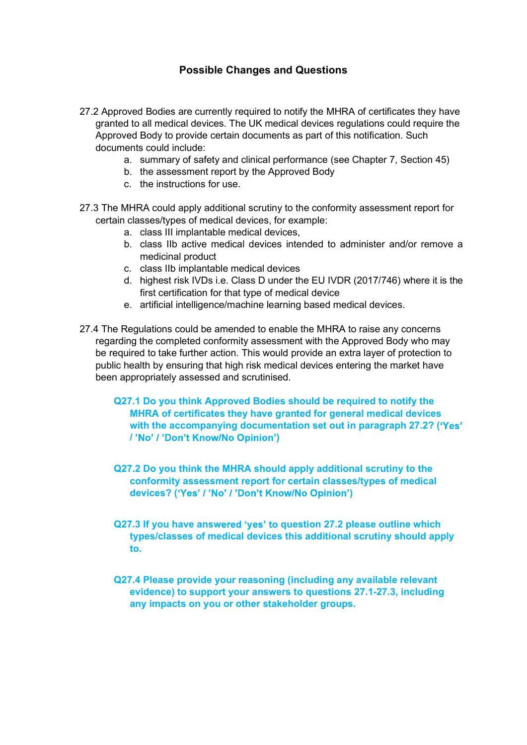## Possible Changes and Questions

27.2 Approved Bodies are currently required to notify the MHRA of certificates they have granted to all medical devices. The UK medical devices regulations could require the Approved Body to provide certain documents as part of this notification. Such documents could include:

  a. summary of safety and clinical performance (see Chapter 7, Section 45)
  b. the assessment report by the Approved Body
  c. the instructions for use.

27.3 The MHRA could apply additional scrutiny to the conformity assessment report for certain classes/types of medical devices, for example:

  a. class III implantable medical devices,
  b. class IIb active medical devices intended to administer and/or remove a medicinal product
  c. class IIb implantable medical devices
  d. highest risk IVDs i.e. Class D under the EU IVDR (2017/746) where it is the first certification for that type of medical device
  e. artificial intelligence/machine learning based medical devices.

27.4 The Regulations could be amended to enable the MHRA to raise any concerns regarding the completed conformity assessment with the Approved Body who may be required to take further action. This would provide an extra layer of protection to public health by ensuring that high risk medical devices entering the market have been appropriately assessed and scrutinised.

**Q27.1 Do you think Approved Bodies should be required to notify the MHRA of certificates they have granted for general medical devices with the accompanying documentation set out in paragraph 27.2? ('Yes' / 'No' / 'Don't Know/No Opinion')**

**Q27.2 Do you think the MHRA should apply additional scrutiny to the conformity assessment report for certain classes/types of medical devices? ('Yes' / 'No' / 'Don't Know/No Opinion')**

**Q27.3 If you have answered 'yes' to question 27.2 please outline which types/classes of medical devices this additional scrutiny should apply to.**

**Q27.4 Please provide your reasoning (including any available relevant evidence) to support your answers to questions 27.1-27.3, including any impacts on you or other stakeholder groups.**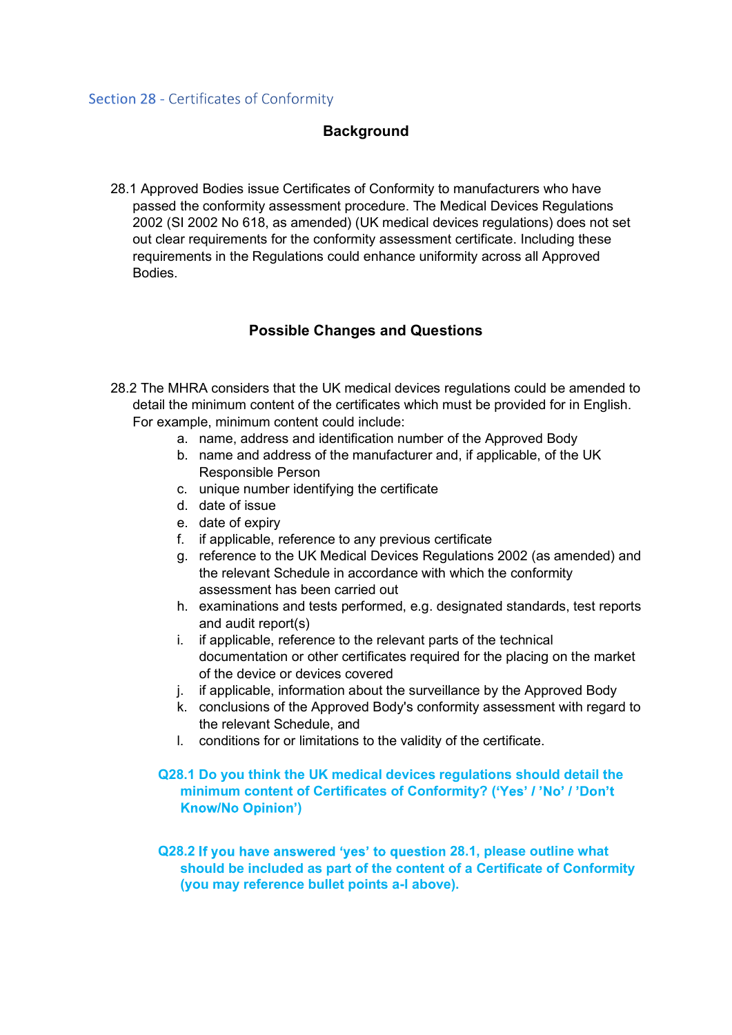## Section 28 - Certificates of Conformity

### Background

28.1 Approved Bodies issue Certificates of Conformity to manufacturers who have passed the conformity assessment procedure. The Medical Devices Regulations 2002 (SI 2002 No 618, as amended) (UK medical devices regulations) does not set out clear requirements for the conformity assessment certificate. Including these requirements in the Regulations could enhance uniformity across all Approved Bodies.

### Possible Changes and Questions

28.2 The MHRA considers that the UK medical devices regulations could be amended to detail the minimum content of the certificates which must be provided for in English. For example, minimum content could include:

a. name, address and identification number of the Approved Body
b. name and address of the manufacturer and, if applicable, of the UK Responsible Person
c. unique number identifying the certificate
d. date of issue
e. date of expiry
f. if applicable, reference to any previous certificate
g. reference to the UK Medical Devices Regulations 2002 (as amended) and the relevant Schedule in accordance with which the conformity assessment has been carried out
h. examinations and tests performed, e.g. designated standards, test reports and audit report(s)
i. if applicable, reference to the relevant parts of the technical documentation or other certificates required for the placing on the market of the device or devices covered
j. if applicable, information about the surveillance by the Approved Body
k. conclusions of the Approved Body's conformity assessment with regard to the relevant Schedule, and
l. conditions for or limitations to the validity of the certificate.

**Q28.1 Do you think the UK medical devices regulations should detail the minimum content of Certificates of Conformity? ('Yes' / 'No' / 'Don't Know/No Opinion')**

**Q28.2 If you have answered 'yes' to question 28.1, please outline what should be included as part of the content of a Certificate of Conformity (you may reference bullet points a-l above).**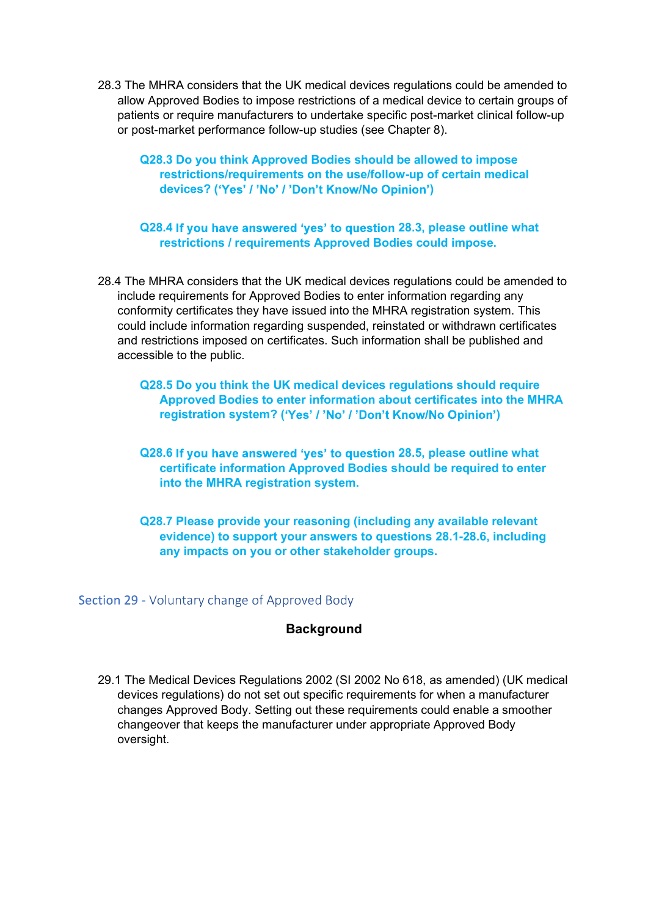28.3 The MHRA considers that the UK medical devices regulations could be amended to allow Approved Bodies to impose restrictions of a medical device to certain groups of patients or require manufacturers to undertake specific post-market clinical follow-up or post-market performance follow-up studies (see Chapter 8).

**Q28.3 Do you think Approved Bodies should be allowed to impose restrictions/requirements on the use/follow-up of certain medical devices? ('Yes' / 'No' / 'Don't Know/No Opinion')**

**Q28.4 If you have answered 'yes' to question 28.3, please outline what restrictions / requirements Approved Bodies could impose.**

28.4 The MHRA considers that the UK medical devices regulations could be amended to include requirements for Approved Bodies to enter information regarding any conformity certificates they have issued into the MHRA registration system. This could include information regarding suspended, reinstated or withdrawn certificates and restrictions imposed on certificates. Such information shall be published and accessible to the public.

**Q28.5 Do you think the UK medical devices regulations should require Approved Bodies to enter information about certificates into the MHRA registration system? ('Yes' / 'No' / 'Don't Know/No Opinion')**

**Q28.6 If you have answered 'yes' to question 28.5, please outline what certificate information Approved Bodies should be required to enter into the MHRA registration system.**

**Q28.7 Please provide your reasoning (including any available relevant evidence) to support your answers to questions 28.1-28.6, including any impacts on you or other stakeholder groups.**

## Section 29 - Voluntary change of Approved Body

### Background

29.1 The Medical Devices Regulations 2002 (SI 2002 No 618, as amended) (UK medical devices regulations) do not set out specific requirements for when a manufacturer changes Approved Body. Setting out these requirements could enable a smoother changeover that keeps the manufacturer under appropriate Approved Body oversight.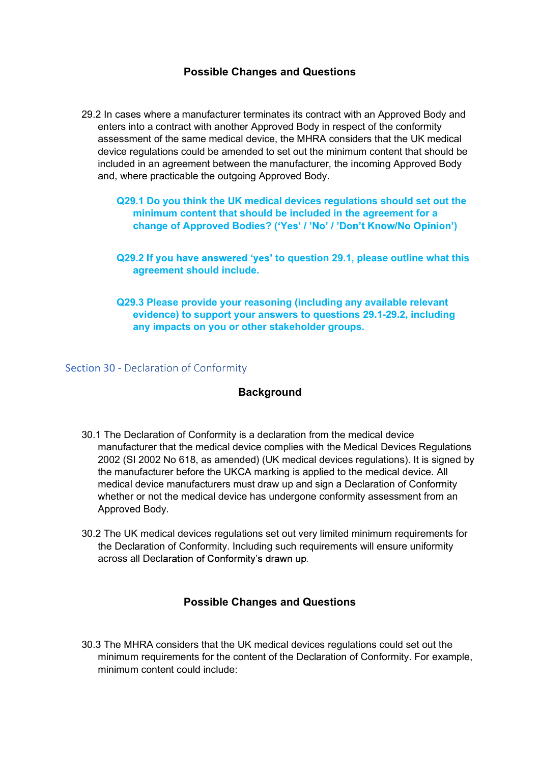### Possible Changes and Questions

29.2 In cases where a manufacturer terminates its contract with an Approved Body and enters into a contract with another Approved Body in respect of the conformity assessment of the same medical device, the MHRA considers that the UK medical device regulations could be amended to set out the minimum content that should be included in an agreement between the manufacturer, the incoming Approved Body and, where practicable the outgoing Approved Body.

**Q29.1 Do you think the UK medical devices regulations should set out the minimum content that should be included in the agreement for a change of Approved Bodies? ('Yes' / 'No' / 'Don't Know/No Opinion')**

**Q29.2 If you have answered 'yes' to question 29.1, please outline what this agreement should include.**

**Q29.3 Please provide your reasoning (including any available relevant evidence) to support your answers to questions 29.1-29.2, including any impacts on you or other stakeholder groups.**

## Section 30 - Declaration of Conformity

### Background

30.1 The Declaration of Conformity is a declaration from the medical device manufacturer that the medical device complies with the Medical Devices Regulations 2002 (SI 2002 No 618, as amended) (UK medical devices regulations). It is signed by the manufacturer before the UKCA marking is applied to the medical device. All medical device manufacturers must draw up and sign a Declaration of Conformity whether or not the medical device has undergone conformity assessment from an Approved Body.

30.2 The UK medical devices regulations set out very limited minimum requirements for the Declaration of Conformity. Including such requirements will ensure uniformity across all Declaration of Conformity's drawn up.

### Possible Changes and Questions

30.3 The MHRA considers that the UK medical devices regulations could set out the minimum requirements for the content of the Declaration of Conformity. For example, minimum content could include: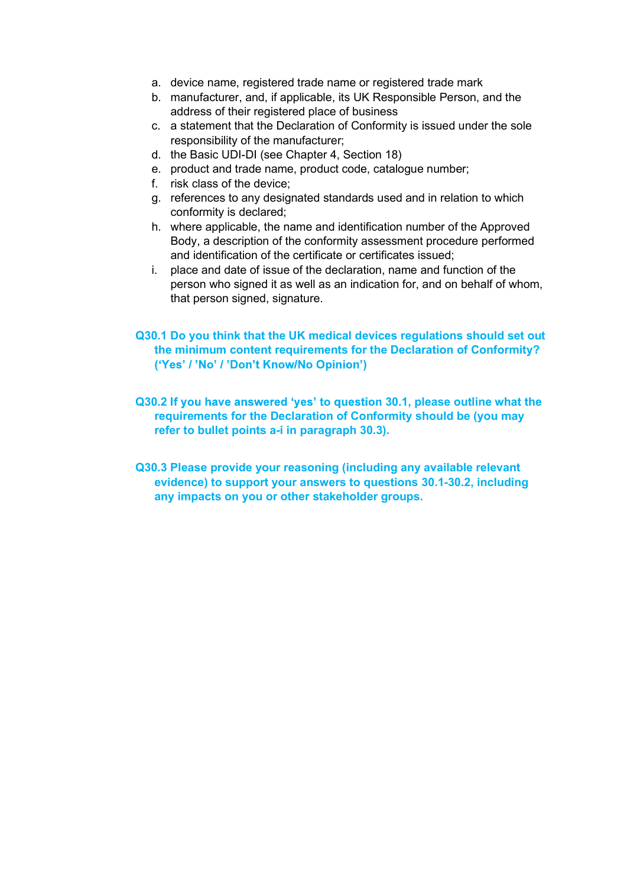a. device name, registered trade name or registered trade mark
b. manufacturer, and, if applicable, its UK Responsible Person, and the address of their registered place of business
c. a statement that the Declaration of Conformity is issued under the sole responsibility of the manufacturer;
d. the Basic UDI-DI (see Chapter 4, Section 18)
e. product and trade name, product code, catalogue number;
f. risk class of the device;
g. references to any designated standards used and in relation to which conformity is declared;
h. where applicable, the name and identification number of the Approved Body, a description of the conformity assessment procedure performed and identification of the certificate or certificates issued;
i. place and date of issue of the declaration, name and function of the person who signed it as well as an indication for, and on behalf of whom, that person signed, signature.

**Q30.1 Do you think that the UK medical devices regulations should set out the minimum content requirements for the Declaration of Conformity? (‘Yes’ / ’No’ / ’Don’t Know/No Opinion’)**

**Q30.2 If you have answered ‘yes’ to question 30.1, please outline what the requirements for the Declaration of Conformity should be (you may refer to bullet points a-i in paragraph 30.3).**

**Q30.3 Please provide your reasoning (including any available relevant evidence) to support your answers to questions 30.1-30.2, including any impacts on you or other stakeholder groups.**